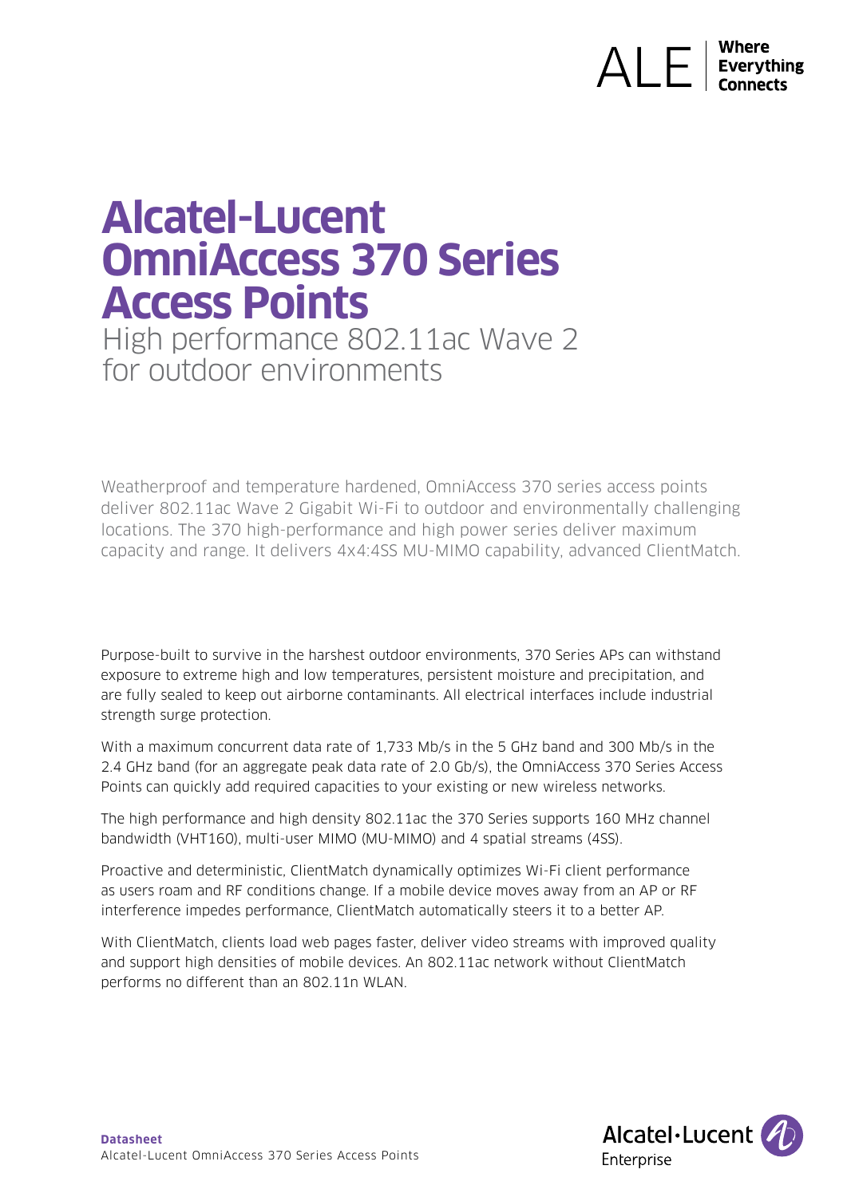# Alcatel-Lucent OmniAccess 370 Series Access Points

High performance 802.11ac Wave 2 for outdoor environments

Weatherproof and temperature hardened, OmniAccess 370 series access points deliver 802.11ac Wave 2 Gigabit Wi-Fi to outdoor and environmentally challenging locations. The 370 high-performance and high power series deliver maximum capacity and range. It delivers 4x4:4SS MU-MIMO capability, advanced ClientMatch.

Purpose-built to survive in the harshest outdoor environments, 370 Series APs can withstand exposure to extreme high and low temperatures, persistent moisture and precipitation, and are fully sealed to keep out airborne contaminants. All electrical interfaces include industrial strength surge protection.

With a maximum concurrent data rate of 1,733 Mb/s in the 5 GHz band and 300 Mb/s in the 2.4 GHz band (for an aggregate peak data rate of 2.0 Gb/s), the OmniAccess 370 Series Access Points can quickly add required capacities to your existing or new wireless networks.

The high performance and high density 802.11ac the 370 Series supports 160 MHz channel bandwidth (VHT160), multi-user MIMO (MU-MIMO) and 4 spatial streams (4SS).

Proactive and deterministic, ClientMatch dynamically optimizes Wi-Fi client performance as users roam and RF conditions change. If a mobile device moves away from an AP or RF interference impedes performance, ClientMatch automatically steers it to a better AP.

With ClientMatch, clients load web pages faster, deliver video streams with improved quality and support high densities of mobile devices. An 802.11ac network without ClientMatch performs no different than an 802.11n WLAN.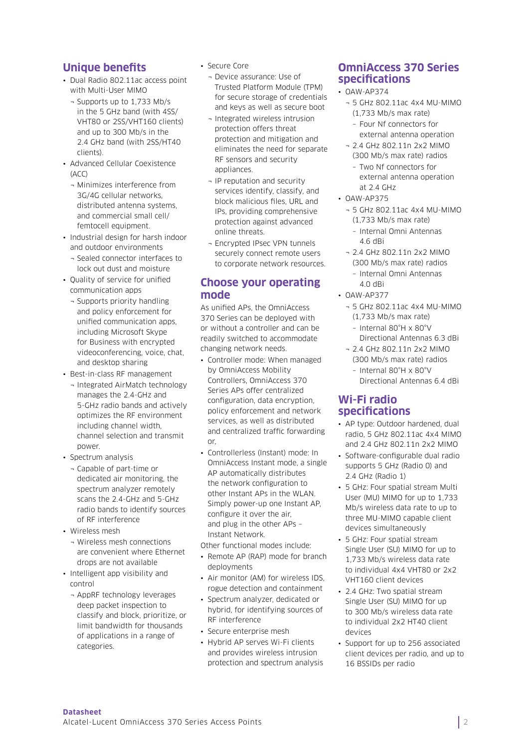## Unique benefits

- Dual Radio 802.11ac access point with Multi-User MIMO
  - Supports up to 1,733 Mb/s in the 5 GHz band (with 4SS/VHT80 or 2SS/VHT160 clients) and up to 300 Mb/s in the 2.4 GHz band (with 2SS/HT40 clients).
- Advanced Cellular Coexistence (ACC)
  - Minimizes interference from 3G/4G cellular networks, distributed antenna systems, and commercial small cell/femtocell equipment.
- Industrial design for harsh indoor and outdoor environments
  - Sealed connector interfaces to lock out dust and moisture
- Quality of service for unified communication apps
  - Supports priority handling and policy enforcement for unified communication apps, including Microsoft Skype for Business with encrypted videoconferencing, voice, chat, and desktop sharing
- Best-in-class RF management
  - Integrated AirMatch technology manages the 2.4-GHz and 5-GHz radio bands and actively optimizes the RF environment including channel width, channel selection and transmit power.
- Spectrum analysis
  - Capable of part-time or dedicated air monitoring, the spectrum analyzer remotely scans the 2.4-GHz and 5-GHz radio bands to identify sources of RF interference
- Wireless mesh
  - Wireless mesh connections are convenient where Ethernet drops are not available
- Intelligent app visibility and control
  - AppRF technology leverages deep packet inspection to classify and block, prioritize, or limit bandwidth for thousands of applications in a range of categories.
- Secure Core
  - Device assurance: Use of Trusted Platform Module (TPM) for secure storage of credentials and keys as well as secure boot
  - Integrated wireless intrusion protection offers threat protection and mitigation and eliminates the need for separate RF sensors and security appliances.
  - IP reputation and security services identify, classify, and block malicious files, URL and IPs, providing comprehensive protection against advanced online threats.
  - Encrypted IPsec VPN tunnels securely connect remote users to corporate network resources.

## Choose your operating mode

As unified APs, the OmniAccess 370 Series can be deployed with or without a controller and can be readily switched to accommodate changing network needs.

- Controller mode: When managed by OmniAccess Mobility Controllers, OmniAccess 370 Series APs offer centralized configuration, data encryption, policy enforcement and network services, as well as distributed and centralized traffic forwarding or,
- Controllerless (Instant) mode: In OmniAccess Instant mode, a single AP automatically distributes the network configuration to other Instant APs in the WLAN. Simply power-up one Instant AP, configure it over the air, and plug in the other APs – Instant Network.

Other functional modes include:

- Remote AP (RAP) mode for branch deployments
- Air monitor (AM) for wireless IDS, rogue detection and containment
- Spectrum analyzer, dedicated or hybrid, for identifying sources of RF interference
- Secure enterprise mesh
- Hybrid AP serves Wi-Fi clients and provides wireless intrusion protection and spectrum analysis

## OmniAccess 370 Series specifications

- OAW-AP374
  - 5 GHz 802.11ac 4x4 MU-MIMO (1,733 Mb/s max rate)
    - Four Nf connectors for external antenna operation
  - 2.4 GHz 802.11n 2x2 MIMO (300 Mb/s max rate) radios
    - Two Nf connectors for external antenna operation at 2.4 GHz
- OAW-AP375
  - 5 GHz 802.11ac 4x4 MU-MIMO (1,733 Mb/s max rate)
    - Internal Omni Antennas 4.6 dBi
  - 2.4 GHz 802.11n 2x2 MIMO (300 Mb/s max rate) radios
    - Internal Omni Antennas 4.0 dBi
- OAW-AP377
  - 5 GHz 802.11ac 4x4 MU-MIMO (1,733 Mb/s max rate)
    - Internal 80°H x 80°V Directional Antennas 6.3 dBi
  - 2.4 GHz 802.11n 2x2 MIMO (300 Mb/s max rate) radios
    - Internal 80°H x 80°V Directional Antennas 6.4 dBi

## Wi-Fi radio specifications

- AP type: Outdoor hardened, dual radio, 5 GHz 802.11ac 4x4 MIMO and 2.4 GHz 802.11n 2x2 MIMO
- Software-configurable dual radio supports 5 GHz (Radio 0) and 2.4 GHz (Radio 1)
- 5 GHz: Four spatial stream Multi User (MU) MIMO for up to 1,733 Mb/s wireless data rate to up to three MU-MIMO capable client devices simultaneously
- 5 GHz: Four spatial stream Single User (SU) MIMO for up to 1,733 Mb/s wireless data rate to individual 4x4 VHT80 or 2x2 VHT160 client devices
- 2.4 GHz: Two spatial stream Single User (SU) MIMO for up to 300 Mb/s wireless data rate to individual 2x2 HT40 client devices
- Support for up to 256 associated client devices per radio, and up to 16 BSSIDs per radio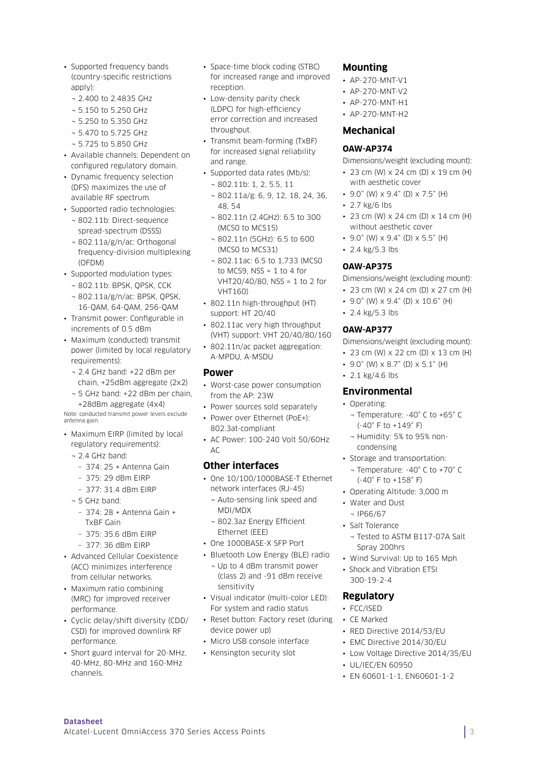- Supported frequency bands (country-specific restrictions apply):
  - 2.400 to 2.4835 GHz
  - 5.150 to 5.250 GHz
  - 5.250 to 5.350 GHz
  - 5.470 to 5.725 GHz
  - 5.725 to 5.850 GHz
- Available channels: Dependent on configured regulatory domain.
- Dynamic frequency selection (DFS) maximizes the use of available RF spectrum.
- Supported radio technologies:
  - 802.11b: Direct-sequence spread-spectrum (DSSS)
  - 802.11a/g/n/ac: Orthogonal frequency-division multiplexing (OFDM)
- Supported modulation types:
  - 802.11b: BPSK, QPSK, CCK
  - 802.11a/g/n/ac: BPSK, QPSK, 16-QAM, 64-QAM, 256-QAM
- Transmit power: Configurable in increments of 0.5 dBm
- Maximum (conducted) transmit power (limited by local regulatory requirements):
  - 2.4 GHz band: +22 dBm per chain, +25dBm aggregate (2x2)
  - 5 GHz band: +22 dBm per chain, +28dBm aggregate (4x4)

Note: conducted transmit power levels exclude antenna gain.

- Maximum EIRP (limited by local regulatory requirements):
  - 2.4 GHz band:
    - 374: 25 + Antenna Gain
    - 375: 29 dBm EIRP
    - 377: 31.4 dBm EIRP
  - 5 GHz band:
    - 374: 28 + Antenna Gain + TxBF Gain
    - 375: 35.6 dBm EIRP
    - 377: 36 dBm EIRP
- Advanced Cellular Coexistence (ACC) minimizes interference from cellular networks.
- Maximum ratio combining (MRC) for improved receiver performance.
- Cyclic delay/shift diversity (CDD/CSD) for improved downlink RF performance.
- Short guard interval for 20-MHz, 40-MHz, 80-MHz and 160-MHz channels.
- Space-time block coding (STBC) for increased range and improved reception.
- Low-density parity check (LDPC) for high-efficiency error correction and increased throughput.
- Transmit beam-forming (TxBF) for increased signal reliability and range.
- Supported data rates (Mb/s):
  - 802.11b: 1, 2, 5.5, 11
  - 802.11a/g: 6, 9, 12, 18, 24, 36, 48, 54
  - 802.11n (2.4GHz): 6.5 to 300 (MCS0 to MCS15)
  - 802.11n (5GHz): 6.5 to 600 (MCS0 to MCS31)
  - 802.11ac: 6.5 to 1,733 (MCS0 to MCS9, NSS = 1 to 4 for VHT20/40/80, NSS = 1 to 2 for VHT160)
- 802.11n high-throughput (HT) support: HT 20/40
- 802.11ac very high throughput (VHT) support: VHT 20/40/80/160
- 802.11n/ac packet aggregation: A-MPDU, A-MSDU

## Power

- Worst-case power consumption from the AP: 23W
- Power sources sold separately
- Power over Ethernet (PoE+): 802.3at-compliant
- AC Power: 100-240 Volt 50/60Hz AC

## Other interfaces

- One 10/100/1000BASE-T Ethernet network interfaces (RJ-45)
  - Auto-sensing link speed and MDI/MDX
  - 802.3az Energy Efficient Ethernet (EEE)
- One 1000BASE-X SFP Port
- Bluetooth Low Energy (BLE) radio
  - Up to 4 dBm transmit power (class 2) and -91 dBm receive sensitivity
- Visual indicator (multi-color LED): For system and radio status
- Reset button: Factory reset (during device power up)
- Micro USB console interface
- Kensington security slot

## Mounting

- AP-270-MNT-V1
- AP-270-MNT-V2
- AP-270-MNT-H1
- AP-270-MNT-H2

## Mechanical

### OAW-AP374

Dimensions/weight (excluding mount):

- 23 cm (W) x 24 cm (D) x 19 cm (H) with aesthetic cover
- 9.0" (W) x 9.4" (D) x 7.5" (H)
- 2.7 kg/6 lbs
- 23 cm (W) x 24 cm (D) x 14 cm (H) without aesthetic cover
- 9.0" (W) x 9.4" (D) x 5.5" (H)
- 2.4 kg/5.3 lbs

### OAW-AP375

Dimensions/weight (excluding mount):

- 23 cm (W) x 24 cm (D) x 27 cm (H)
- 9.0" (W) x 9.4" (D) x 10.6" (H)
- 2.4 kg/5.3 lbs

### OAW-AP377

Dimensions/weight (excluding mount):

- 23 cm (W) x 22 cm (D) x 13 cm (H)
- 9.0" (W) x 8.7" (D) x 5.1" (H)
- 2.1 kg/4.6 lbs

## Environmental

- Operating:
  - Temperature: -40° C to +65° C (-40° F to +149° F)
  - Humidity: 5% to 95% non-condensing
- Storage and transportation:
  - Temperature: -40° C to +70° C (-40° F to +158° F)
- Operating Altitude: 3,000 m
- Water and Dust
  - IP66/67
- Salt Tolerance
  - Tested to ASTM B117-07A Salt Spray 200hrs
- Wind Survival: Up to 165 Mph
- Shock and Vibration ETSI 300-19-2-4

## Regulatory

- FCC/ISED
- CE Marked
- RED Directive 2014/53/EU
- EMC Directive 2014/30/EU
- Low Voltage Directive 2014/35/EU
- UL/IEC/EN 60950
- EN 60601-1-1, EN60601-1-2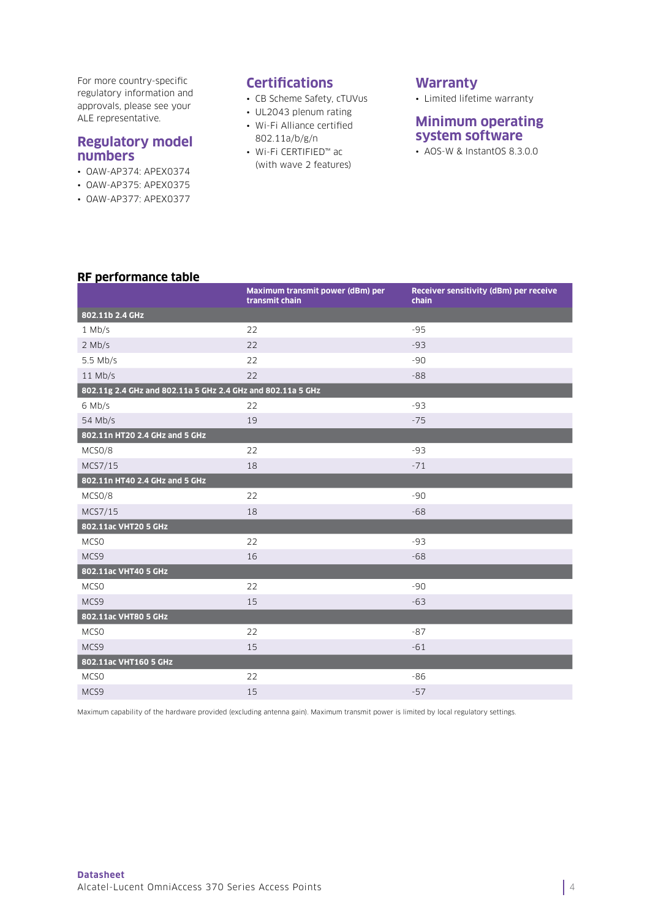For more country-specific regulatory information and approvals, please see your ALE representative.

## Regulatory model numbers

- OAW-AP374: APEX0374
- OAW-AP375: APEX0375
- OAW-AP377: APEX0377

## Certifications

- CB Scheme Safety, cTUVus
- UL2043 plenum rating
- Wi-Fi Alliance certified 802.11a/b/g/n
- Wi-Fi CERTIFIED™ ac (with wave 2 features)

## Warranty

- Limited lifetime warranty

## Minimum operating system software

- AOS-W & InstantOS 8.3.0.0

## RF performance table

| | Maximum transmit power (dBm) per transmit chain | Receiver sensitivity (dBm) per receive chain |
|---|---|---|
| **802.11b 2.4 GHz** | | |
| 1 Mb/s | 22 | -95 |
| 2 Mb/s | 22 | -93 |
| 5.5 Mb/s | 22 | -90 |
| 11 Mb/s | 22 | -88 |
| **802.11g 2.4 GHz and 802.11a 5 GHz 2.4 GHz and 802.11a 5 GHz** | | |
| 6 Mb/s | 22 | -93 |
| 54 Mb/s | 19 | -75 |
| **802.11n HT20 2.4 GHz and 5 GHz** | | |
| MCS0/8 | 22 | -93 |
| MCS7/15 | 18 | -71 |
| **802.11n HT40 2.4 GHz and 5 GHz** | | |
| MCS0/8 | 22 | -90 |
| MCS7/15 | 18 | -68 |
| **802.11ac VHT20 5 GHz** | | |
| MCS0 | 22 | -93 |
| MCS9 | 16 | -68 |
| **802.11ac VHT40 5 GHz** | | |
| MCS0 | 22 | -90 |
| MCS9 | 15 | -63 |
| **802.11ac VHT80 5 GHz** | | |
| MCS0 | 22 | -87 |
| MCS9 | 15 | -61 |
| **802.11ac VHT160 5 GHz** | | |
| MCS0 | 22 | -86 |
| MCS9 | 15 | -57 |

Maximum capability of the hardware provided (excluding antenna gain). Maximum transmit power is limited by local regulatory settings.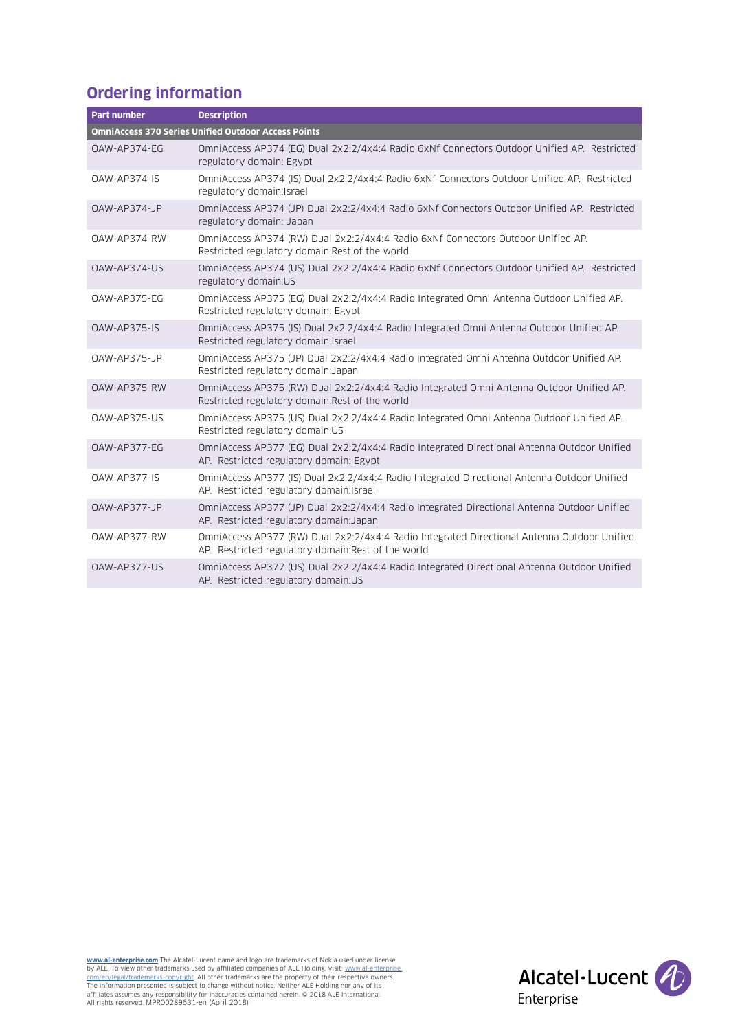## Ordering information

| Part number | Description |
|---|---|
| **OmniAccess 370 Series Unified Outdoor Access Points** | |
| OAW-AP374-EG | OmniAccess AP374 (EG) Dual 2x2:2/4x4:4 Radio 6xNf Connectors Outdoor Unified AP.  Restricted regulatory domain: Egypt |
| OAW-AP374-IS | OmniAccess AP374 (IS) Dual 2x2:2/4x4:4 Radio 6xNf Connectors Outdoor Unified AP.  Restricted regulatory domain:Israel |
| OAW-AP374-JP | OmniAccess AP374 (JP) Dual 2x2:2/4x4:4 Radio 6xNf Connectors Outdoor Unified AP.  Restricted regulatory domain: Japan |
| OAW-AP374-RW | OmniAccess AP374 (RW) Dual 2x2:2/4x4:4 Radio 6xNf Connectors Outdoor Unified AP. Restricted regulatory domain:Rest of the world |
| OAW-AP374-US | OmniAccess AP374 (US) Dual 2x2:2/4x4:4 Radio 6xNf Connectors Outdoor Unified AP.  Restricted regulatory domain:US |
| OAW-AP375-EG | OmniAccess AP375 (EG) Dual 2x2:2/4x4:4 Radio Integrated Omni Antenna Outdoor Unified AP. Restricted regulatory domain: Egypt |
| OAW-AP375-IS | OmniAccess AP375 (IS) Dual 2x2:2/4x4:4 Radio Integrated Omni Antenna Outdoor Unified AP. Restricted regulatory domain:Israel |
| OAW-AP375-JP | OmniAccess AP375 (JP) Dual 2x2:2/4x4:4 Radio Integrated Omni Antenna Outdoor Unified AP. Restricted regulatory domain:Japan |
| OAW-AP375-RW | OmniAccess AP375 (RW) Dual 2x2:2/4x4:4 Radio Integrated Omni Antenna Outdoor Unified AP. Restricted regulatory domain:Rest of the world |
| OAW-AP375-US | OmniAccess AP375 (US) Dual 2x2:2/4x4:4 Radio Integrated Omni Antenna Outdoor Unified AP. Restricted regulatory domain:US |
| OAW-AP377-EG | OmniAccess AP377 (EG) Dual 2x2:2/4x4:4 Radio Integrated Directional Antenna Outdoor Unified AP.  Restricted regulatory domain: Egypt |
| OAW-AP377-IS | OmniAccess AP377 (IS) Dual 2x2:2/4x4:4 Radio Integrated Directional Antenna Outdoor Unified AP.  Restricted regulatory domain:Israel |
| OAW-AP377-JP | OmniAccess AP377 (JP) Dual 2x2:2/4x4:4 Radio Integrated Directional Antenna Outdoor Unified AP.  Restricted regulatory domain:Japan |
| OAW-AP377-RW | OmniAccess AP377 (RW) Dual 2x2:2/4x4:4 Radio Integrated Directional Antenna Outdoor Unified AP.  Restricted regulatory domain:Rest of the world |
| OAW-AP377-US | OmniAccess AP377 (US) Dual 2x2:2/4x4:4 Radio Integrated Directional Antenna Outdoor Unified AP.  Restricted regulatory domain:US |

**www.al-enterprise.com** The Alcatel-Lucent name and logo are trademarks of Nokia used under license by ALE. To view other trademarks used by affiliated companies of ALE Holding, visit: www.al-enterprise.com/en/legal/trademarks-copyright. All other trademarks are the property of their respective owners. The information presented is subject to change without notice. Neither ALE Holding nor any of its affiliates assumes any responsibility for inaccuracies contained herein. © 2018 ALE International. All rights reserved. MPR00289631-en (April 2018)

Alcatel·Lucent Enterprise